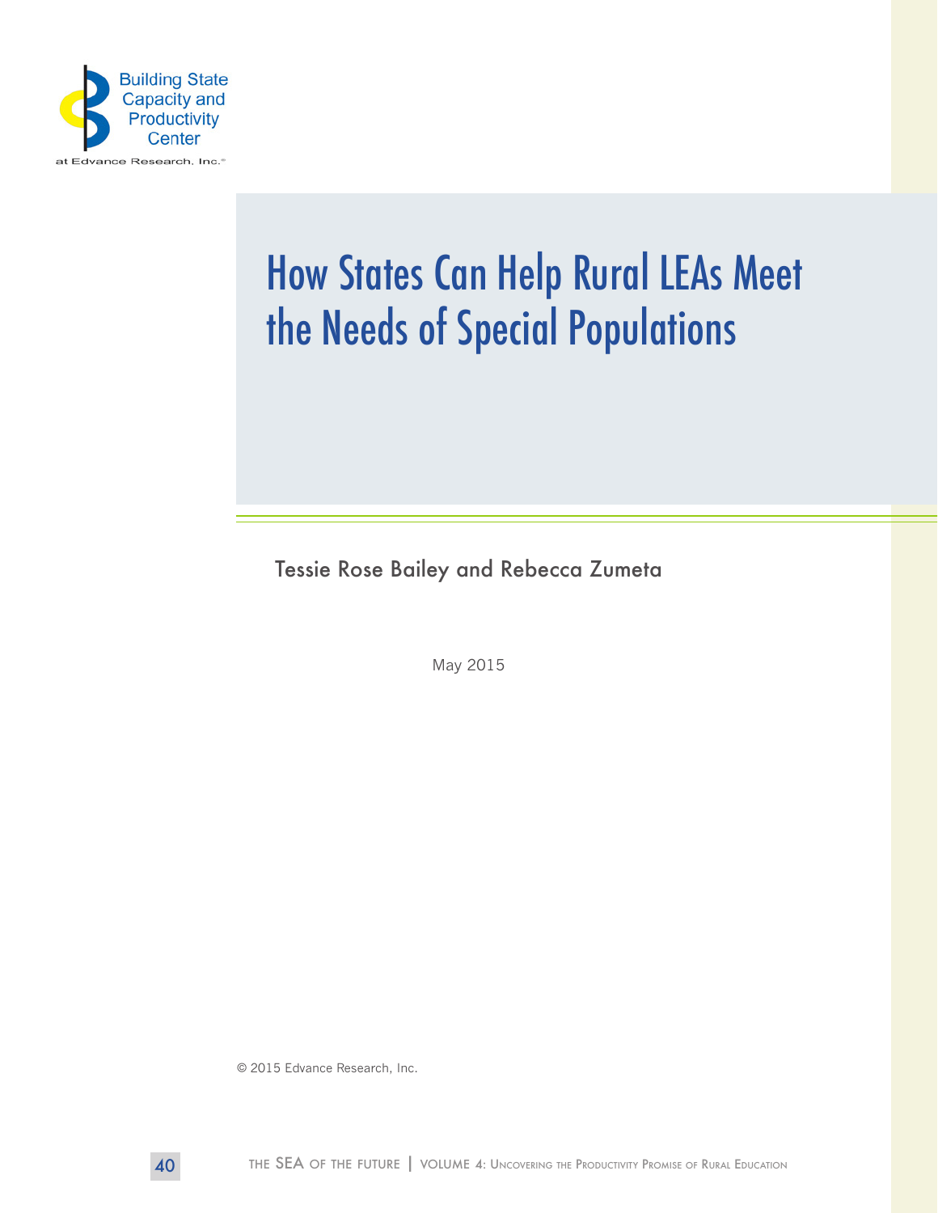Building State Capacity and Productivity Center

at Edvance Research, Inc.®

# How States Can Help Rural LEAs Meet the Needs of Special Populations

Tessie Rose Bailey and Rebecca Zumeta

May 2015

© 2015 Edvance Research, Inc.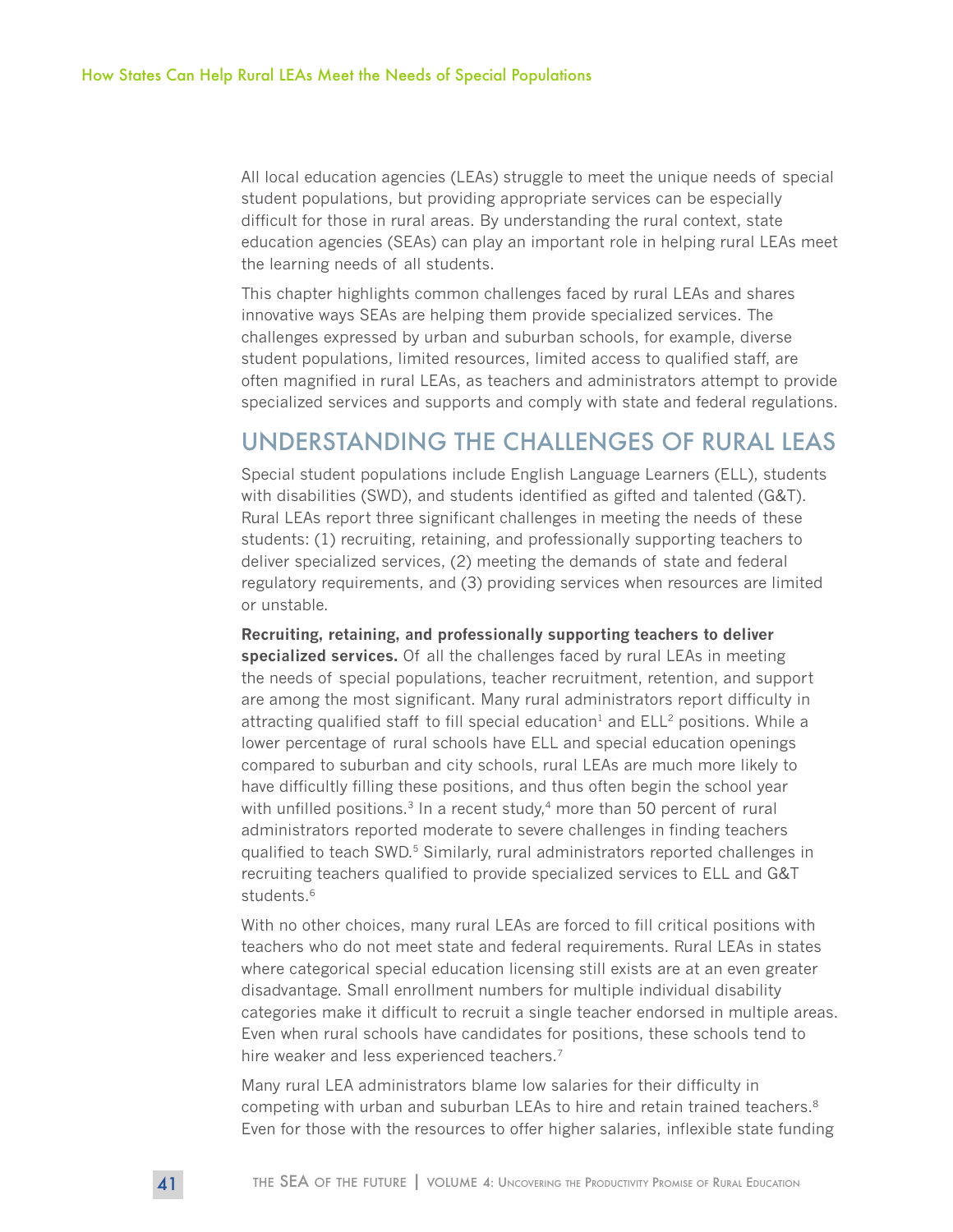All local education agencies (LEAs) struggle to meet the unique needs of special student populations, but providing appropriate services can be especially difficult for those in rural areas. By understanding the rural context, state education agencies (SEAs) can play an important role in helping rural LEAs meet the learning needs of all students.

This chapter highlights common challenges faced by rural LEAs and shares innovative ways SEAs are helping them provide specialized services. The challenges expressed by urban and suburban schools, for example, diverse student populations, limited resources, limited access to qualified staff, are often magnified in rural LEAs, as teachers and administrators attempt to provide specialized services and supports and comply with state and federal regulations.

## UNDERSTANDING THE CHALLENGES OF RURAL LEAS

Special student populations include English Language Learners (ELL), students with disabilities (SWD), and students identified as gifted and talented (G&T). Rural LEAs report three significant challenges in meeting the needs of these students: (1) recruiting, retaining, and professionally supporting teachers to deliver specialized services, (2) meeting the demands of state and federal regulatory requirements, and (3) providing services when resources are limited or unstable.

**Recruiting, retaining, and professionally supporting teachers to deliver specialized services.** Of all the challenges faced by rural LEAs in meeting the needs of special populations, teacher recruitment, retention, and support are among the most significant. Many rural administrators report difficulty in attracting qualified staff to fill special education[1] and ELL[2] positions. While a lower percentage of rural schools have ELL and special education openings compared to suburban and city schools, rural LEAs are much more likely to have difficultly filling these positions, and thus often begin the school year with unfilled positions.[3] In a recent study,[4] more than 50 percent of rural administrators reported moderate to severe challenges in finding teachers qualified to teach SWD.[5] Similarly, rural administrators reported challenges in recruiting teachers qualified to provide specialized services to ELL and G&T students.[6]

With no other choices, many rural LEAs are forced to fill critical positions with teachers who do not meet state and federal requirements. Rural LEAs in states where categorical special education licensing still exists are at an even greater disadvantage. Small enrollment numbers for multiple individual disability categories make it difficult to recruit a single teacher endorsed in multiple areas. Even when rural schools have candidates for positions, these schools tend to hire weaker and less experienced teachers.[7]

Many rural LEA administrators blame low salaries for their difficulty in competing with urban and suburban LEAs to hire and retain trained teachers.[8] Even for those with the resources to offer higher salaries, inflexible state funding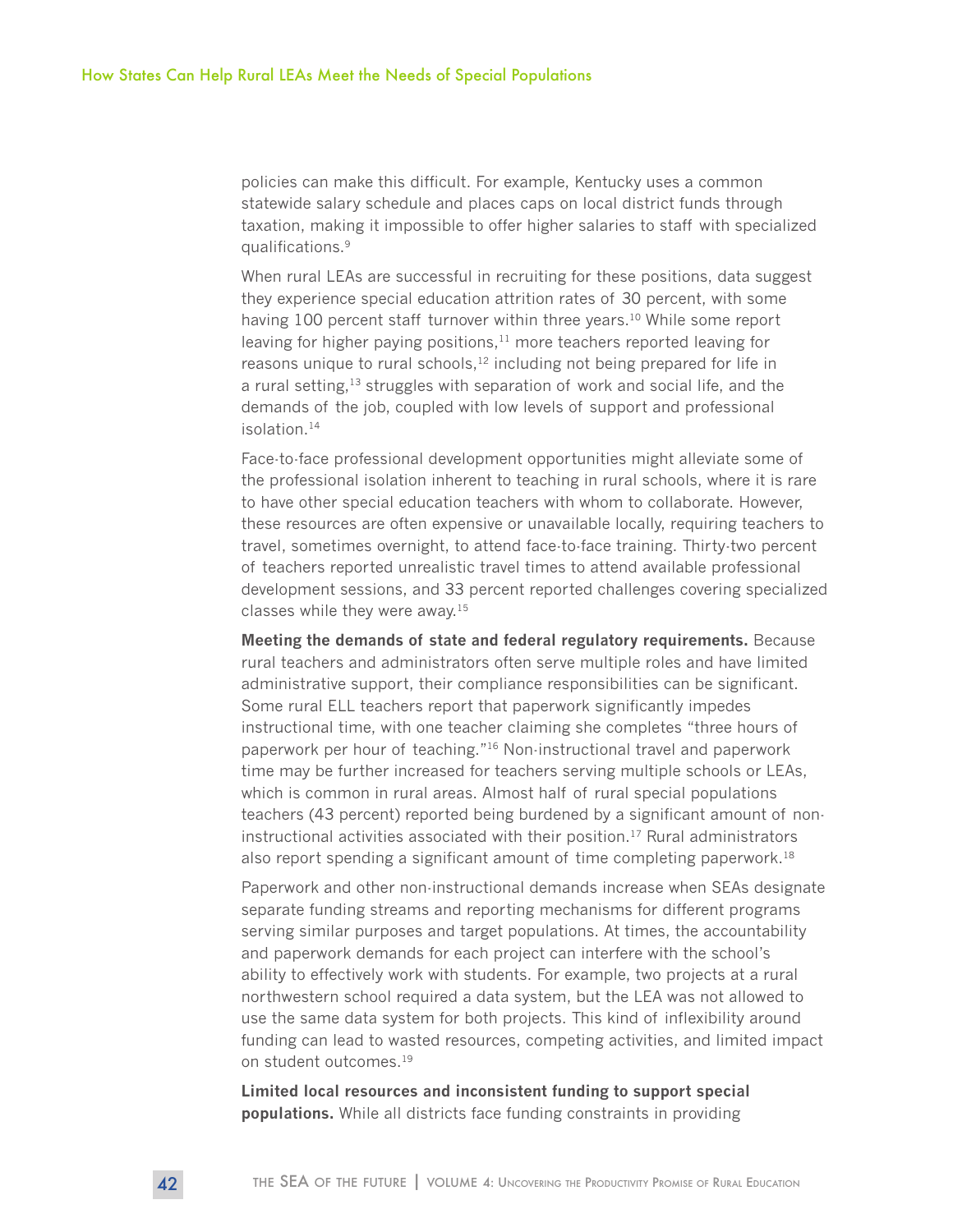policies can make this difficult. For example, Kentucky uses a common statewide salary schedule and places caps on local district funds through taxation, making it impossible to offer higher salaries to staff with specialized qualifications.[9]

When rural LEAs are successful in recruiting for these positions, data suggest they experience special education attrition rates of 30 percent, with some having 100 percent staff turnover within three years.[10] While some report leaving for higher paying positions,[11] more teachers reported leaving for reasons unique to rural schools,[12] including not being prepared for life in a rural setting,[13] struggles with separation of work and social life, and the demands of the job, coupled with low levels of support and professional isolation.[14]

Face-to-face professional development opportunities might alleviate some of the professional isolation inherent to teaching in rural schools, where it is rare to have other special education teachers with whom to collaborate. However, these resources are often expensive or unavailable locally, requiring teachers to travel, sometimes overnight, to attend face-to-face training. Thirty-two percent of teachers reported unrealistic travel times to attend available professional development sessions, and 33 percent reported challenges covering specialized classes while they were away.[15]

**Meeting the demands of state and federal regulatory requirements.** Because rural teachers and administrators often serve multiple roles and have limited administrative support, their compliance responsibilities can be significant. Some rural ELL teachers report that paperwork significantly impedes instructional time, with one teacher claiming she completes "three hours of paperwork per hour of teaching."[16] Non-instructional travel and paperwork time may be further increased for teachers serving multiple schools or LEAs, which is common in rural areas. Almost half of rural special populations teachers (43 percent) reported being burdened by a significant amount of non-instructional activities associated with their position.[17] Rural administrators also report spending a significant amount of time completing paperwork.[18]

Paperwork and other non-instructional demands increase when SEAs designate separate funding streams and reporting mechanisms for different programs serving similar purposes and target populations. At times, the accountability and paperwork demands for each project can interfere with the school's ability to effectively work with students. For example, two projects at a rural northwestern school required a data system, but the LEA was not allowed to use the same data system for both projects. This kind of inflexibility around funding can lead to wasted resources, competing activities, and limited impact on student outcomes.[19]

**Limited local resources and inconsistent funding to support special populations.** While all districts face funding constraints in providing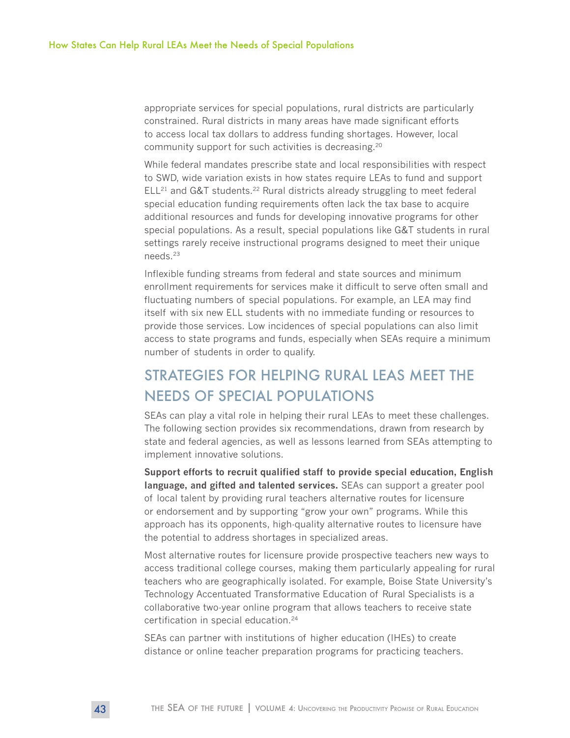appropriate services for special populations, rural districts are particularly constrained. Rural districts in many areas have made significant efforts to access local tax dollars to address funding shortages. However, local community support for such activities is decreasing.[20]

While federal mandates prescribe state and local responsibilities with respect to SWD, wide variation exists in how states require LEAs to fund and support ELL[21] and G&T students.[22] Rural districts already struggling to meet federal special education funding requirements often lack the tax base to acquire additional resources and funds for developing innovative programs for other special populations. As a result, special populations like G&T students in rural settings rarely receive instructional programs designed to meet their unique needs.[23]

Inflexible funding streams from federal and state sources and minimum enrollment requirements for services make it difficult to serve often small and fluctuating numbers of special populations. For example, an LEA may find itself with six new ELL students with no immediate funding or resources to provide those services. Low incidences of special populations can also limit access to state programs and funds, especially when SEAs require a minimum number of students in order to qualify.

## STRATEGIES FOR HELPING RURAL LEAS MEET THE NEEDS OF SPECIAL POPULATIONS

SEAs can play a vital role in helping their rural LEAs to meet these challenges. The following section provides six recommendations, drawn from research by state and federal agencies, as well as lessons learned from SEAs attempting to implement innovative solutions.

**Support efforts to recruit qualified staff to provide special education, English language, and gifted and talented services.** SEAs can support a greater pool of local talent by providing rural teachers alternative routes for licensure or endorsement and by supporting "grow your own" programs. While this approach has its opponents, high-quality alternative routes to licensure have the potential to address shortages in specialized areas.

Most alternative routes for licensure provide prospective teachers new ways to access traditional college courses, making them particularly appealing for rural teachers who are geographically isolated. For example, Boise State University's Technology Accentuated Transformative Education of Rural Specialists is a collaborative two-year online program that allows teachers to receive state certification in special education.[24]

SEAs can partner with institutions of higher education (IHEs) to create distance or online teacher preparation programs for practicing teachers.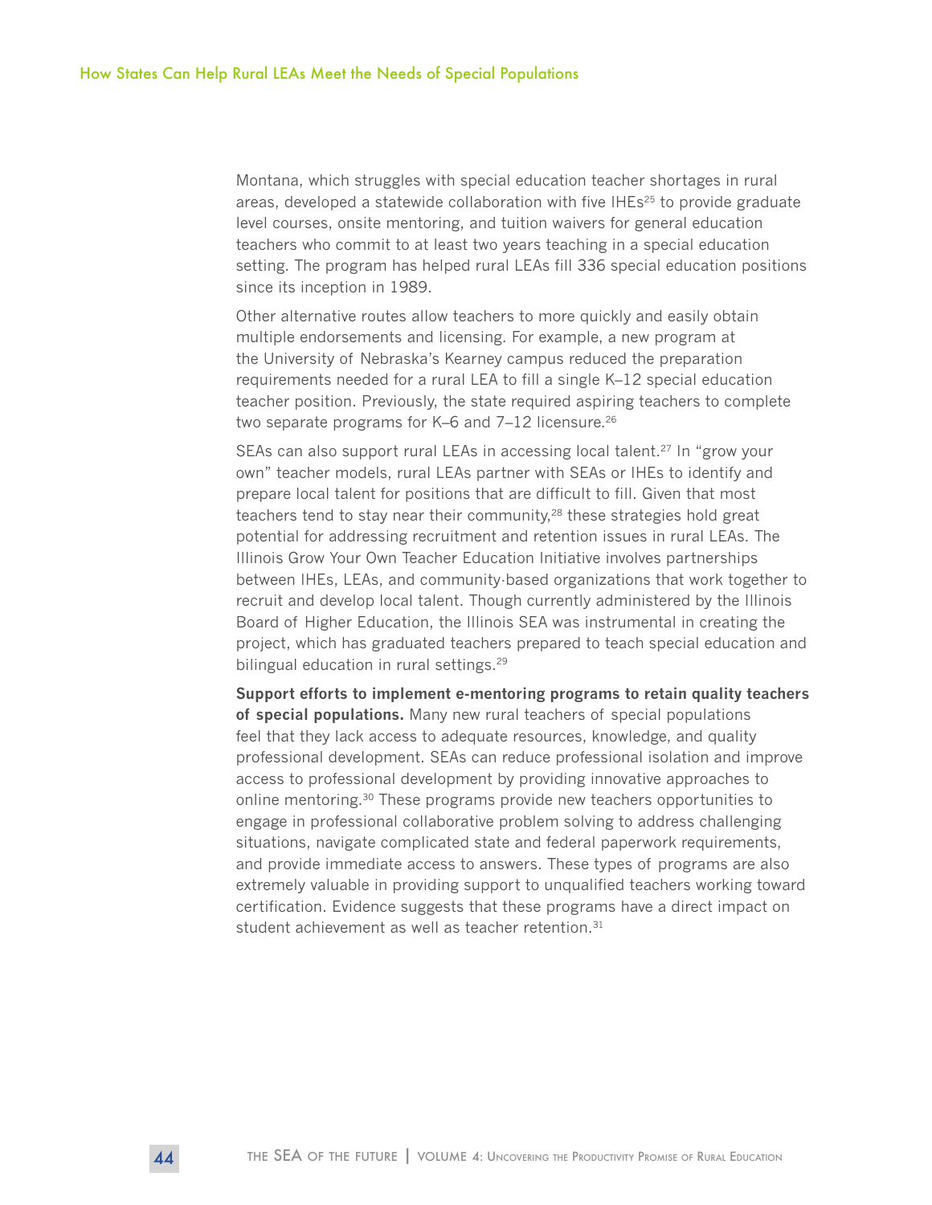Montana, which struggles with special education teacher shortages in rural areas, developed a statewide collaboration with five IHEs[25] to provide graduate level courses, onsite mentoring, and tuition waivers for general education teachers who commit to at least two years teaching in a special education setting. The program has helped rural LEAs fill 336 special education positions since its inception in 1989.

Other alternative routes allow teachers to more quickly and easily obtain multiple endorsements and licensing. For example, a new program at the University of Nebraska's Kearney campus reduced the preparation requirements needed for a rural LEA to fill a single K–12 special education teacher position. Previously, the state required aspiring teachers to complete two separate programs for K–6 and 7–12 licensure.[26]

SEAs can also support rural LEAs in accessing local talent.[27] In "grow your own" teacher models, rural LEAs partner with SEAs or IHEs to identify and prepare local talent for positions that are difficult to fill. Given that most teachers tend to stay near their community,[28] these strategies hold great potential for addressing recruitment and retention issues in rural LEAs. The Illinois Grow Your Own Teacher Education Initiative involves partnerships between IHEs, LEAs, and community-based organizations that work together to recruit and develop local talent. Though currently administered by the Illinois Board of Higher Education, the Illinois SEA was instrumental in creating the project, which has graduated teachers prepared to teach special education and bilingual education in rural settings.[29]

**Support efforts to implement e-mentoring programs to retain quality teachers of special populations.** Many new rural teachers of special populations feel that they lack access to adequate resources, knowledge, and quality professional development. SEAs can reduce professional isolation and improve access to professional development by providing innovative approaches to online mentoring.[30] These programs provide new teachers opportunities to engage in professional collaborative problem solving to address challenging situations, navigate complicated state and federal paperwork requirements, and provide immediate access to answers. These types of programs are also extremely valuable in providing support to unqualified teachers working toward certification. Evidence suggests that these programs have a direct impact on student achievement as well as teacher retention.[31]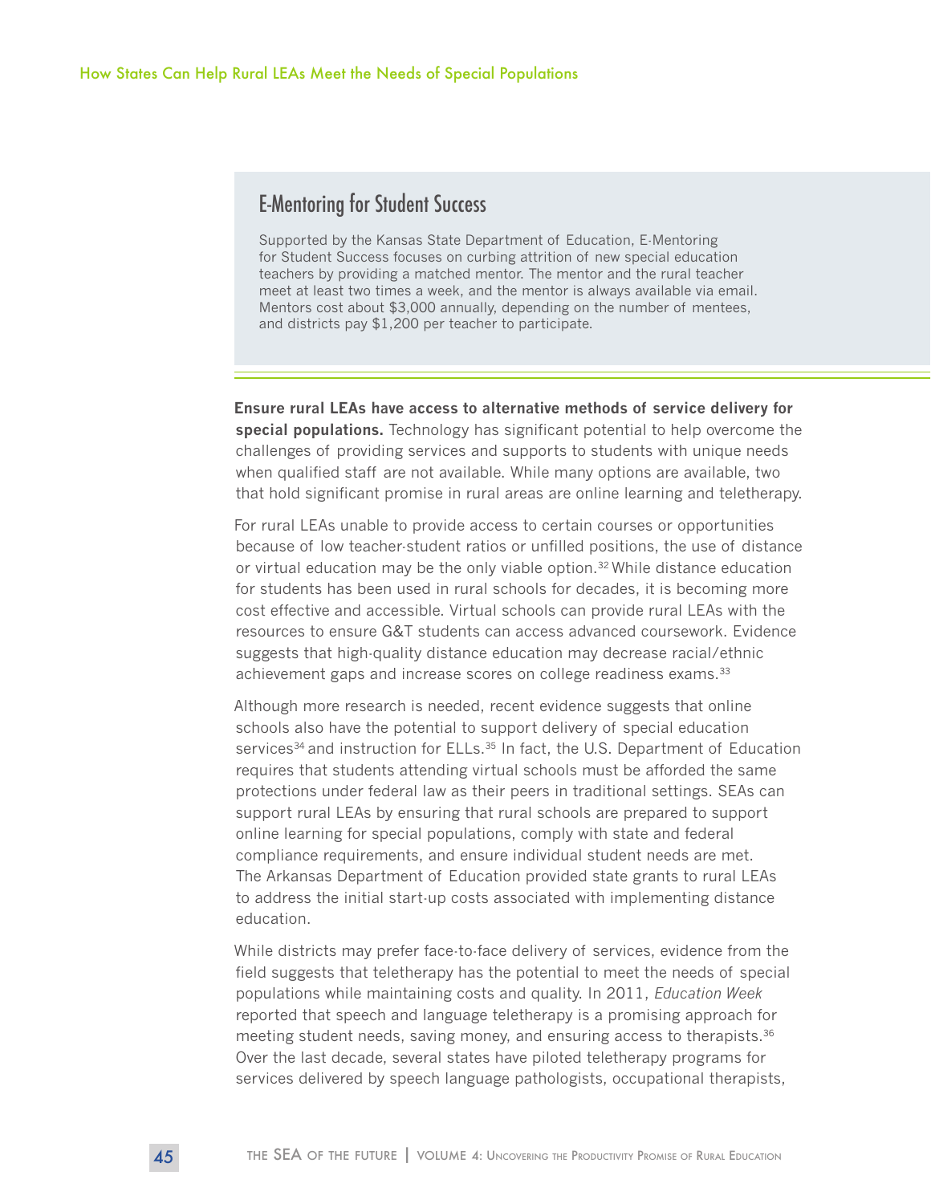## E-Mentoring for Student Success

Supported by the Kansas State Department of Education, E-Mentoring for Student Success focuses on curbing attrition of new special education teachers by providing a matched mentor. The mentor and the rural teacher meet at least two times a week, and the mentor is always available via email. Mentors cost about $3,000 annually, depending on the number of mentees, and districts pay $1,200 per teacher to participate.

**Ensure rural LEAs have access to alternative methods of service delivery for special populations.** Technology has significant potential to help overcome the challenges of providing services and supports to students with unique needs when qualified staff are not available. While many options are available, two that hold significant promise in rural areas are online learning and teletherapy.

For rural LEAs unable to provide access to certain courses or opportunities because of low teacher-student ratios or unfilled positions, the use of distance or virtual education may be the only viable option.[32] While distance education for students has been used in rural schools for decades, it is becoming more cost effective and accessible. Virtual schools can provide rural LEAs with the resources to ensure G&T students can access advanced coursework. Evidence suggests that high-quality distance education may decrease racial/ethnic achievement gaps and increase scores on college readiness exams.[33]

Although more research is needed, recent evidence suggests that online schools also have the potential to support delivery of special education services[34] and instruction for ELLs.[35] In fact, the U.S. Department of Education requires that students attending virtual schools must be afforded the same protections under federal law as their peers in traditional settings. SEAs can support rural LEAs by ensuring that rural schools are prepared to support online learning for special populations, comply with state and federal compliance requirements, and ensure individual student needs are met. The Arkansas Department of Education provided state grants to rural LEAs to address the initial start-up costs associated with implementing distance education.

While districts may prefer face-to-face delivery of services, evidence from the field suggests that teletherapy has the potential to meet the needs of special populations while maintaining costs and quality. In 2011, *Education Week* reported that speech and language teletherapy is a promising approach for meeting student needs, saving money, and ensuring access to therapists.[36] Over the last decade, several states have piloted teletherapy programs for services delivered by speech language pathologists, occupational therapists,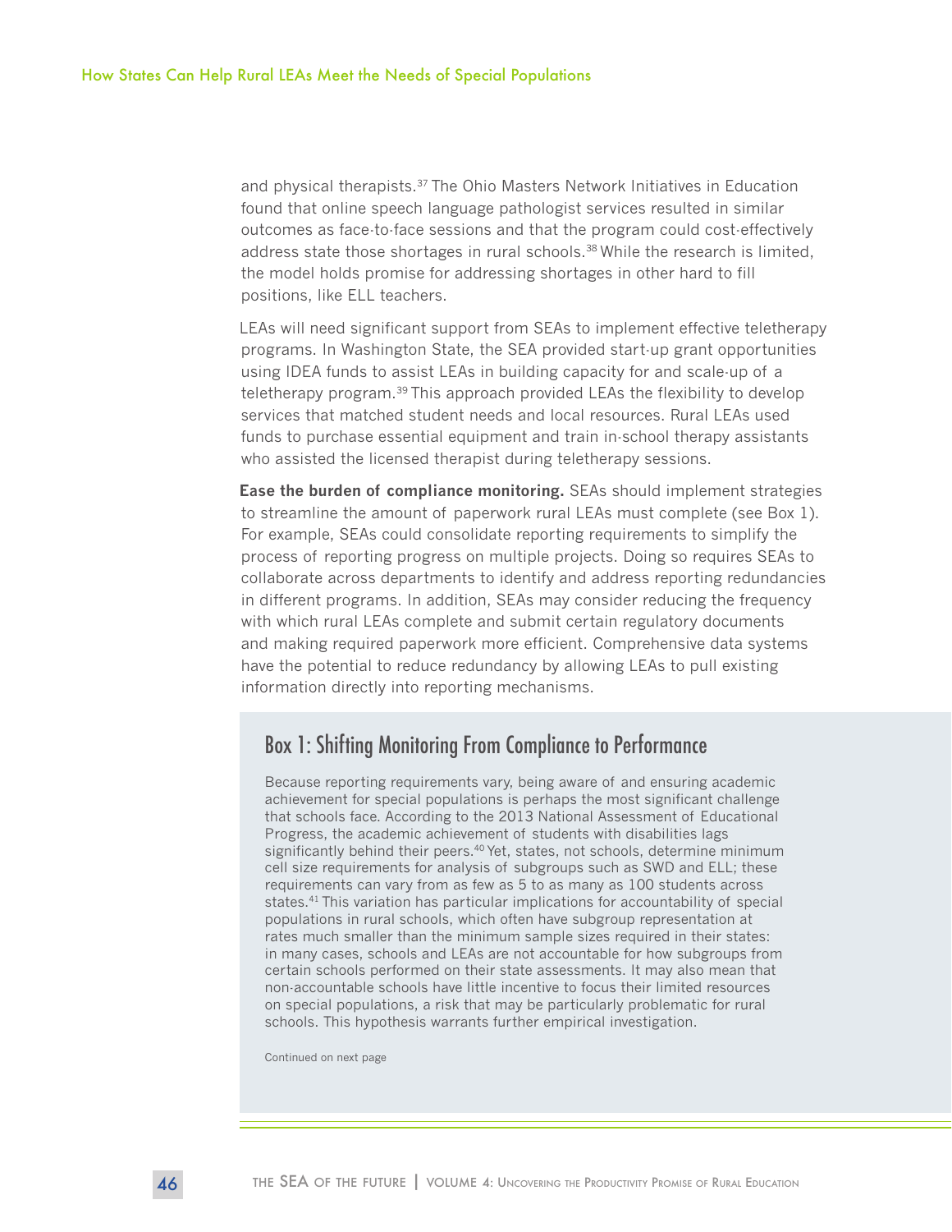and physical therapists.[37] The Ohio Masters Network Initiatives in Education found that online speech language pathologist services resulted in similar outcomes as face-to-face sessions and that the program could cost-effectively address state those shortages in rural schools.[38] While the research is limited, the model holds promise for addressing shortages in other hard to fill positions, like ELL teachers.

LEAs will need significant support from SEAs to implement effective teletherapy programs. In Washington State, the SEA provided start-up grant opportunities using IDEA funds to assist LEAs in building capacity for and scale-up of a teletherapy program.[39] This approach provided LEAs the flexibility to develop services that matched student needs and local resources. Rural LEAs used funds to purchase essential equipment and train in-school therapy assistants who assisted the licensed therapist during teletherapy sessions.

**Ease the burden of compliance monitoring.** SEAs should implement strategies to streamline the amount of paperwork rural LEAs must complete (see Box 1). For example, SEAs could consolidate reporting requirements to simplify the process of reporting progress on multiple projects. Doing so requires SEAs to collaborate across departments to identify and address reporting redundancies in different programs. In addition, SEAs may consider reducing the frequency with which rural LEAs complete and submit certain regulatory documents and making required paperwork more efficient. Comprehensive data systems have the potential to reduce redundancy by allowing LEAs to pull existing information directly into reporting mechanisms.

## Box 1: Shifting Monitoring From Compliance to Performance

Because reporting requirements vary, being aware of and ensuring academic achievement for special populations is perhaps the most significant challenge that schools face. According to the 2013 National Assessment of Educational Progress, the academic achievement of students with disabilities lags significantly behind their peers.[40] Yet, states, not schools, determine minimum cell size requirements for analysis of subgroups such as SWD and ELL; these requirements can vary from as few as 5 to as many as 100 students across states.[41] This variation has particular implications for accountability of special populations in rural schools, which often have subgroup representation at rates much smaller than the minimum sample sizes required in their states: in many cases, schools and LEAs are not accountable for how subgroups from certain schools performed on their state assessments. It may also mean that non-accountable schools have little incentive to focus their limited resources on special populations, a risk that may be particularly problematic for rural schools. This hypothesis warrants further empirical investigation.

Continued on next page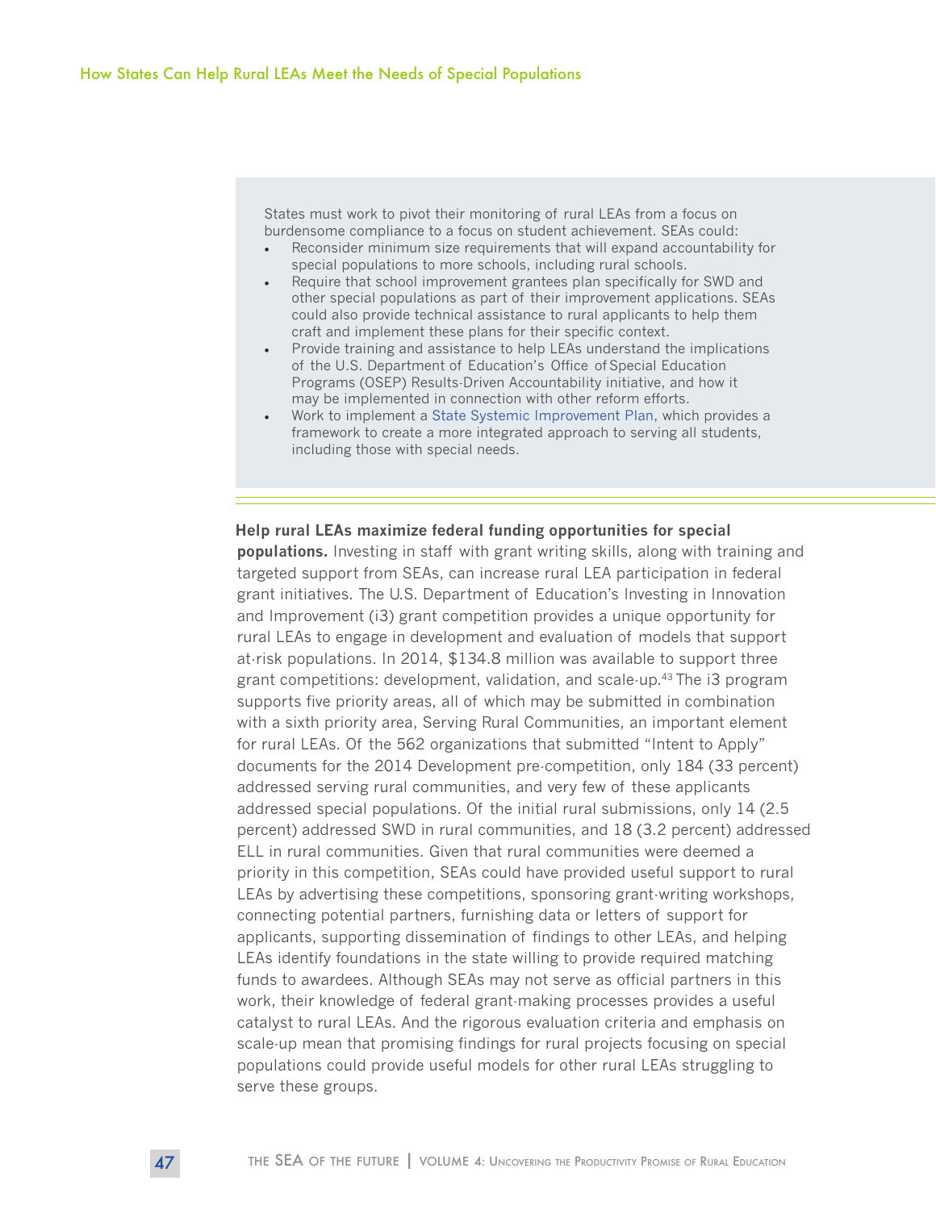States must work to pivot their monitoring of rural LEAs from a focus on burdensome compliance to a focus on student achievement. SEAs could:

- Reconsider minimum size requirements that will expand accountability for special populations to more schools, including rural schools.
- Require that school improvement grantees plan specifically for SWD and other special populations as part of their improvement applications. SEAs could also provide technical assistance to rural applicants to help them craft and implement these plans for their specific context.
- Provide training and assistance to help LEAs understand the implications of the U.S. Department of Education's Office of Special Education Programs (OSEP) Results-Driven Accountability initiative, and how it may be implemented in connection with other reform efforts.
- Work to implement a State Systemic Improvement Plan, which provides a framework to create a more integrated approach to serving all students, including those with special needs.

**Help rural LEAs maximize federal funding opportunities for special populations.** Investing in staff with grant writing skills, along with training and targeted support from SEAs, can increase rural LEA participation in federal grant initiatives. The U.S. Department of Education's Investing in Innovation and Improvement (i3) grant competition provides a unique opportunity for rural LEAs to engage in development and evaluation of models that support at-risk populations. In 2014, $134.8 million was available to support three grant competitions: development, validation, and scale-up.[43] The i3 program supports five priority areas, all of which may be submitted in combination with a sixth priority area, Serving Rural Communities, an important element for rural LEAs. Of the 562 organizations that submitted "Intent to Apply" documents for the 2014 Development pre-competition, only 184 (33 percent) addressed serving rural communities, and very few of these applicants addressed special populations. Of the initial rural submissions, only 14 (2.5 percent) addressed SWD in rural communities, and 18 (3.2 percent) addressed ELL in rural communities. Given that rural communities were deemed a priority in this competition, SEAs could have provided useful support to rural LEAs by advertising these competitions, sponsoring grant-writing workshops, connecting potential partners, furnishing data or letters of support for applicants, supporting dissemination of findings to other LEAs, and helping LEAs identify foundations in the state willing to provide required matching funds to awardees. Although SEAs may not serve as official partners in this work, their knowledge of federal grant-making processes provides a useful catalyst to rural LEAs. And the rigorous evaluation criteria and emphasis on scale-up mean that promising findings for rural projects focusing on special populations could provide useful models for other rural LEAs struggling to serve these groups.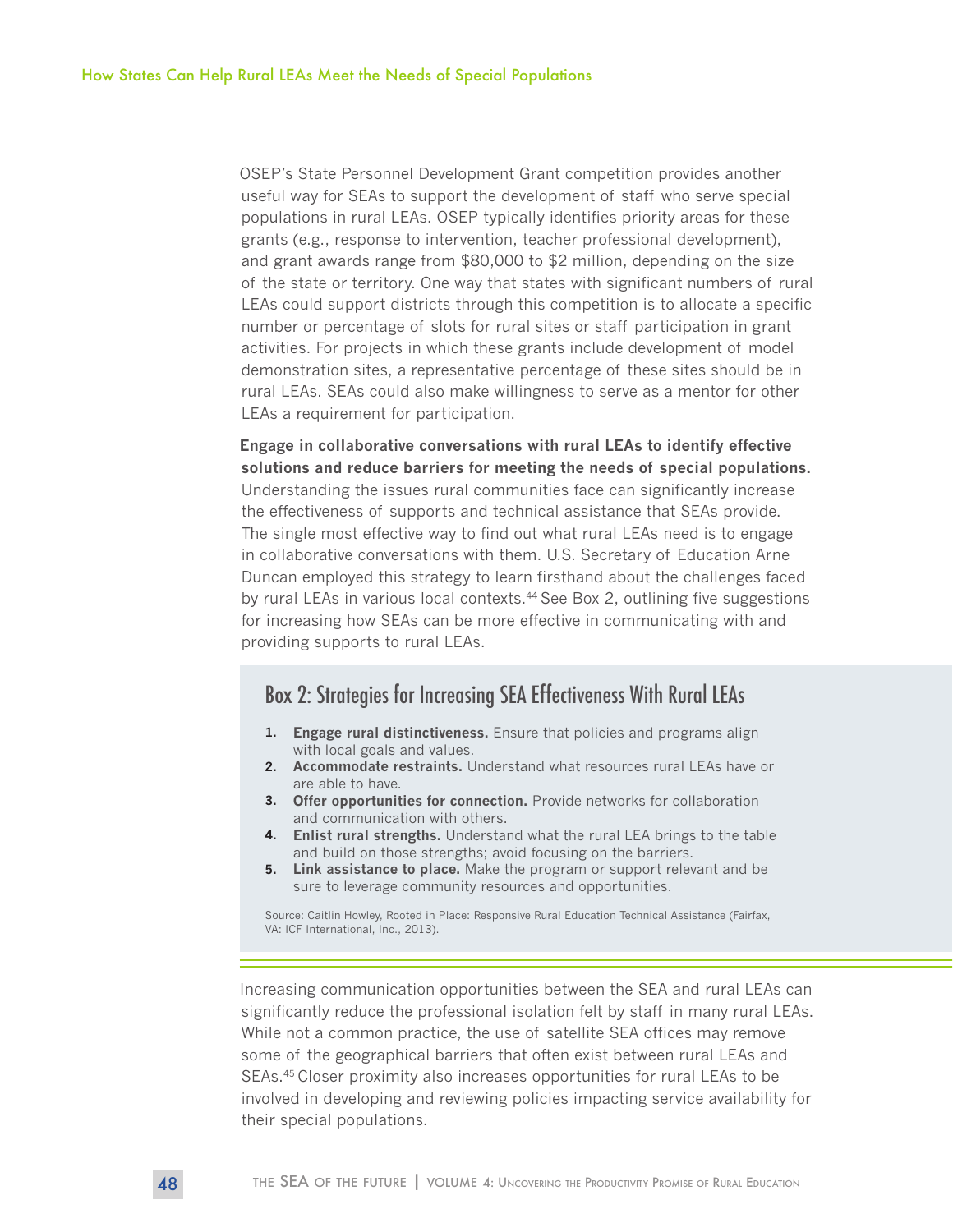OSEP's State Personnel Development Grant competition provides another useful way for SEAs to support the development of staff who serve special populations in rural LEAs. OSEP typically identifies priority areas for these grants (e.g., response to intervention, teacher professional development), and grant awards range from $80,000 to $2 million, depending on the size of the state or territory. One way that states with significant numbers of rural LEAs could support districts through this competition is to allocate a specific number or percentage of slots for rural sites or staff participation in grant activities. For projects in which these grants include development of model demonstration sites, a representative percentage of these sites should be in rural LEAs. SEAs could also make willingness to serve as a mentor for other LEAs a requirement for participation.

**Engage in collaborative conversations with rural LEAs to identify effective solutions and reduce barriers for meeting the needs of special populations.** Understanding the issues rural communities face can significantly increase the effectiveness of supports and technical assistance that SEAs provide. The single most effective way to find out what rural LEAs need is to engage in collaborative conversations with them. U.S. Secretary of Education Arne Duncan employed this strategy to learn firsthand about the challenges faced by rural LEAs in various local contexts.[44] See Box 2, outlining five suggestions for increasing how SEAs can be more effective in communicating with and providing supports to rural LEAs.

## Box 2: Strategies for Increasing SEA Effectiveness With Rural LEAs

1. **Engage rural distinctiveness.** Ensure that policies and programs align with local goals and values.
2. **Accommodate restraints.** Understand what resources rural LEAs have or are able to have.
3. **Offer opportunities for connection.** Provide networks for collaboration and communication with others.
4. **Enlist rural strengths.** Understand what the rural LEA brings to the table and build on those strengths; avoid focusing on the barriers.
5. **Link assistance to place.** Make the program or support relevant and be sure to leverage community resources and opportunities.

Source: Caitlin Howley, Rooted in Place: Responsive Rural Education Technical Assistance (Fairfax, VA: ICF International, Inc., 2013).

Increasing communication opportunities between the SEA and rural LEAs can significantly reduce the professional isolation felt by staff in many rural LEAs. While not a common practice, the use of satellite SEA offices may remove some of the geographical barriers that often exist between rural LEAs and SEAs.[45] Closer proximity also increases opportunities for rural LEAs to be involved in developing and reviewing policies impacting service availability for their special populations.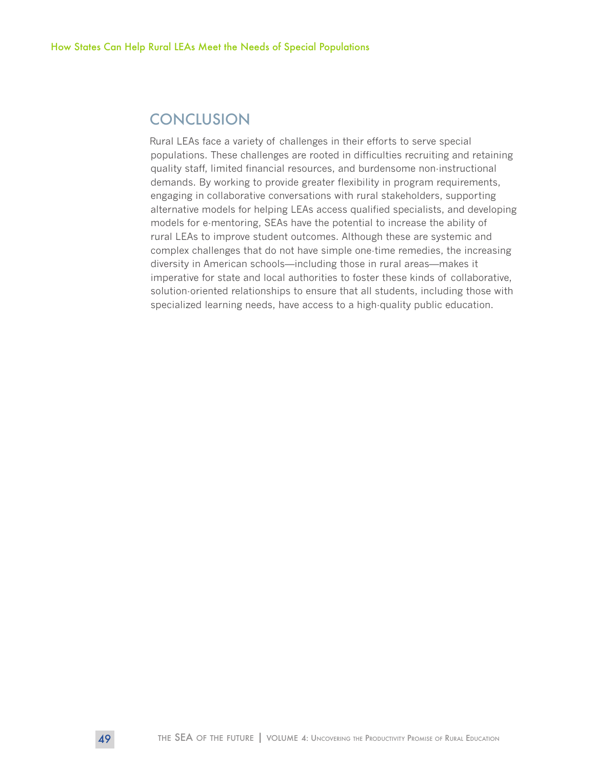## CONCLUSION

Rural LEAs face a variety of challenges in their efforts to serve special populations. These challenges are rooted in difficulties recruiting and retaining quality staff, limited financial resources, and burdensome non-instructional demands. By working to provide greater flexibility in program requirements, engaging in collaborative conversations with rural stakeholders, supporting alternative models for helping LEAs access qualified specialists, and developing models for e-mentoring, SEAs have the potential to increase the ability of rural LEAs to improve student outcomes. Although these are systemic and complex challenges that do not have simple one-time remedies, the increasing diversity in American schools—including those in rural areas—makes it imperative for state and local authorities to foster these kinds of collaborative, solution-oriented relationships to ensure that all students, including those with specialized learning needs, have access to a high-quality public education.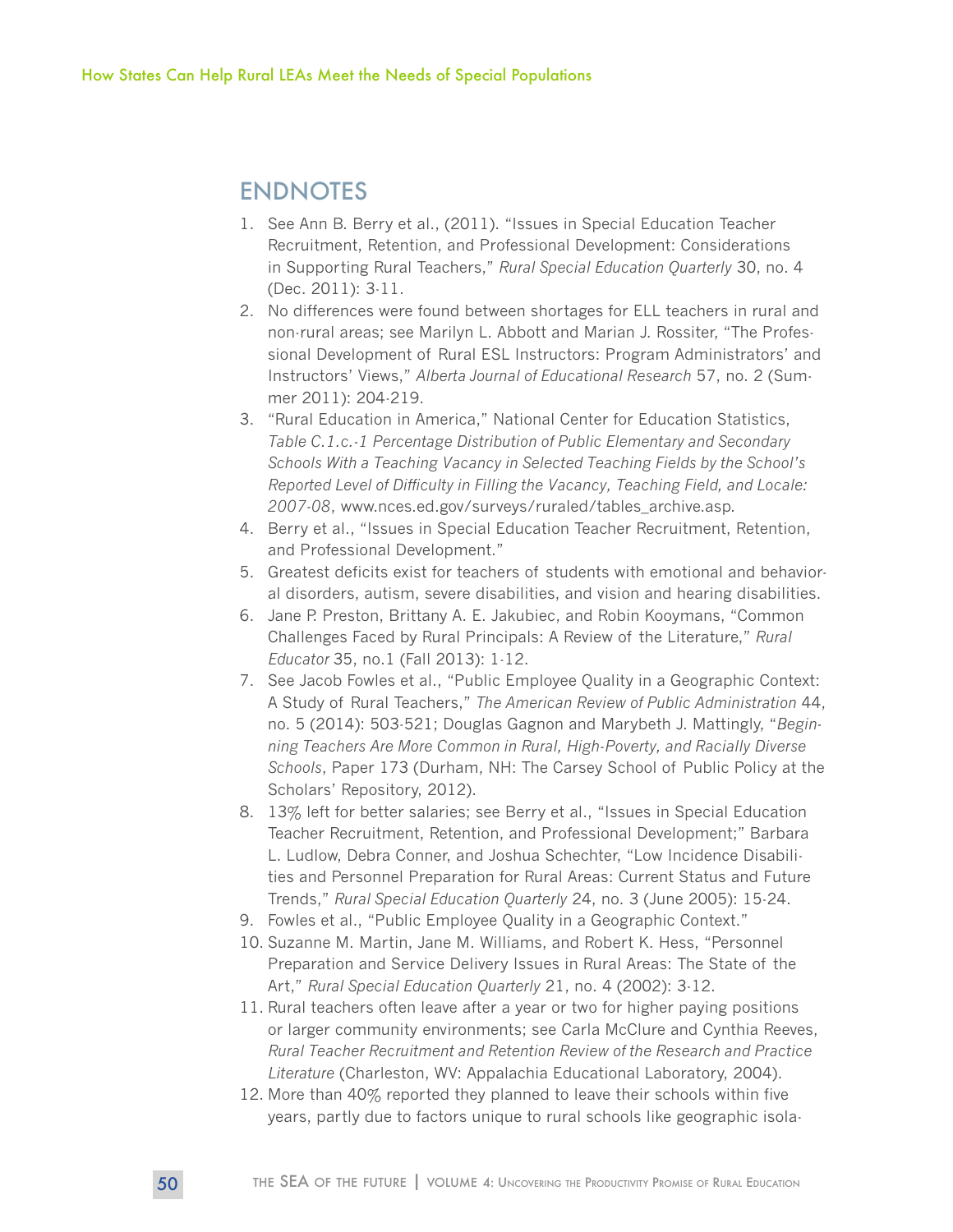## ENDNOTES

1. See Ann B. Berry et al., (2011). "Issues in Special Education Teacher Recruitment, Retention, and Professional Development: Considerations in Supporting Rural Teachers," *Rural Special Education Quarterly* 30, no. 4 (Dec. 2011): 3-11.
2. No differences were found between shortages for ELL teachers in rural and non-rural areas; see Marilyn L. Abbott and Marian J. Rossiter, "The Professional Development of Rural ESL Instructors: Program Administrators' and Instructors' Views," *Alberta Journal of Educational Research* 57, no. 2 (Summer 2011): 204-219.
3. "Rural Education in America," National Center for Education Statistics, *Table C.1.c.-1 Percentage Distribution of Public Elementary and Secondary Schools With a Teaching Vacancy in Selected Teaching Fields by the School's Reported Level of Difficulty in Filling the Vacancy, Teaching Field, and Locale: 2007-08*, www.nces.ed.gov/surveys/ruraled/tables_archive.asp.
4. Berry et al., "Issues in Special Education Teacher Recruitment, Retention, and Professional Development."
5. Greatest deficits exist for teachers of students with emotional and behavioral disorders, autism, severe disabilities, and vision and hearing disabilities.
6. Jane P. Preston, Brittany A. E. Jakubiec, and Robin Kooymans, "Common Challenges Faced by Rural Principals: A Review of the Literature," *Rural Educator* 35, no.1 (Fall 2013): 1-12.
7. See Jacob Fowles et al., "Public Employee Quality in a Geographic Context: A Study of Rural Teachers," *The American Review of Public Administration* 44, no. 5 (2014): 503-521; Douglas Gagnon and Marybeth J. Mattingly, "*Beginning Teachers Are More Common in Rural, High-Poverty, and Racially Diverse Schools*, Paper 173 (Durham, NH: The Carsey School of Public Policy at the Scholars' Repository, 2012).
8. 13% left for better salaries; see Berry et al., "Issues in Special Education Teacher Recruitment, Retention, and Professional Development;" Barbara L. Ludlow, Debra Conner, and Joshua Schechter, "Low Incidence Disabilities and Personnel Preparation for Rural Areas: Current Status and Future Trends," *Rural Special Education Quarterly* 24, no. 3 (June 2005): 15-24.
9. Fowles et al., "Public Employee Quality in a Geographic Context."
10. Suzanne M. Martin, Jane M. Williams, and Robert K. Hess, "Personnel Preparation and Service Delivery Issues in Rural Areas: The State of the Art," *Rural Special Education Quarterly* 21, no. 4 (2002): 3-12.
11. Rural teachers often leave after a year or two for higher paying positions or larger community environments; see Carla McClure and Cynthia Reeves, *Rural Teacher Recruitment and Retention Review of the Research and Practice Literature* (Charleston, WV: Appalachia Educational Laboratory, 2004).
12. More than 40% reported they planned to leave their schools within five years, partly due to factors unique to rural schools like geographic isola-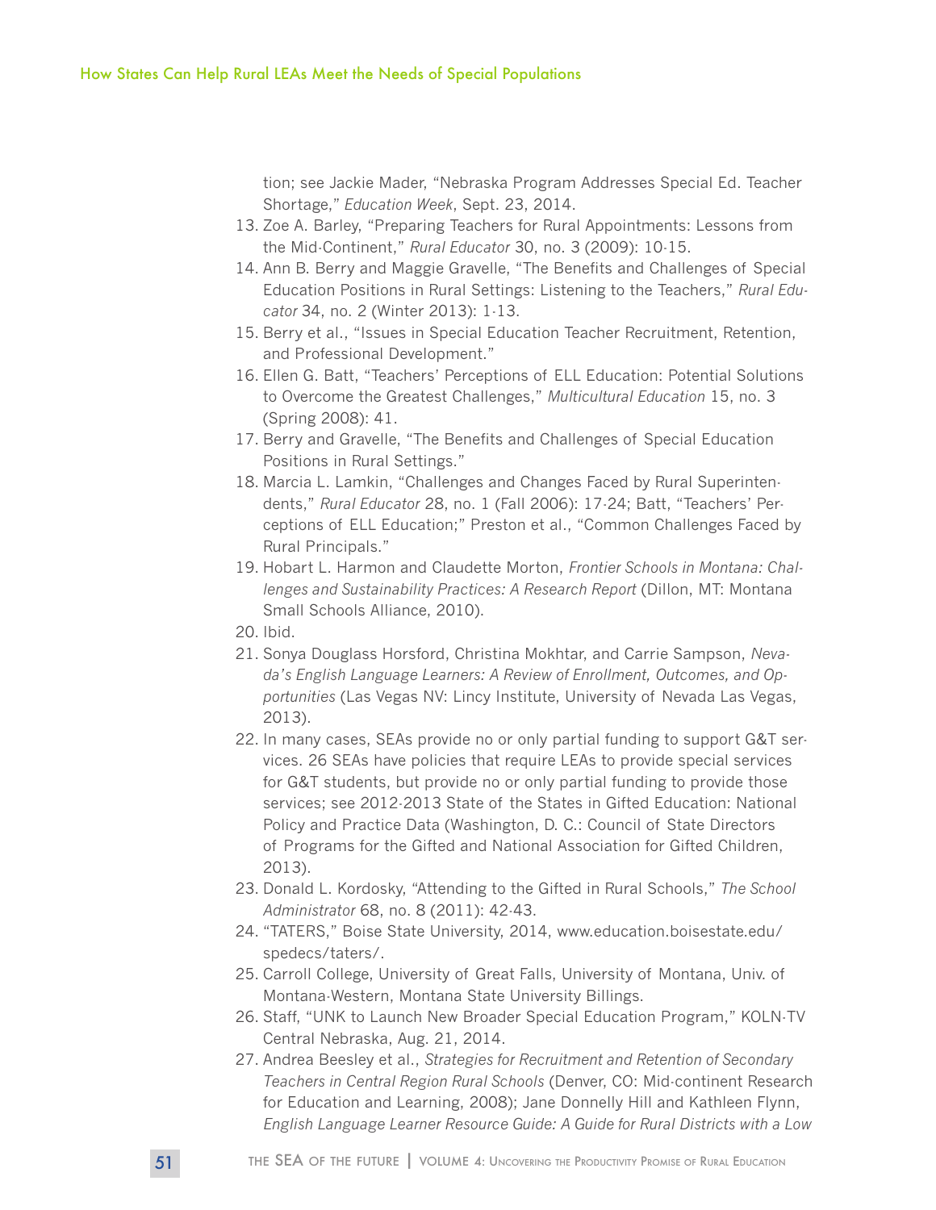tion; see Jackie Mader, “Nebraska Program Addresses Special Ed. Teacher Shortage,” *Education Week*, Sept. 23, 2014.

13. Zoe A. Barley, “Preparing Teachers for Rural Appointments: Lessons from the Mid-Continent,” *Rural Educator* 30, no. 3 (2009): 10-15.
14. Ann B. Berry and Maggie Gravelle, “The Benefits and Challenges of Special Education Positions in Rural Settings: Listening to the Teachers,” *Rural Educator* 34, no. 2 (Winter 2013): 1-13.
15. Berry et al., “Issues in Special Education Teacher Recruitment, Retention, and Professional Development.”
16. Ellen G. Batt, “Teachers’ Perceptions of ELL Education: Potential Solutions to Overcome the Greatest Challenges,” *Multicultural Education* 15, no. 3 (Spring 2008): 41.
17. Berry and Gravelle, “The Benefits and Challenges of Special Education Positions in Rural Settings.”
18. Marcia L. Lamkin, “Challenges and Changes Faced by Rural Superintendents,” *Rural Educator* 28, no. 1 (Fall 2006): 17-24; Batt, “Teachers’ Perceptions of ELL Education;” Preston et al., “Common Challenges Faced by Rural Principals.”
19. Hobart L. Harmon and Claudette Morton, *Frontier Schools in Montana: Challenges and Sustainability Practices: A Research Report* (Dillon, MT: Montana Small Schools Alliance, 2010).
20. Ibid.
21. Sonya Douglass Horsford, Christina Mokhtar, and Carrie Sampson, *Nevada’s English Language Learners: A Review of Enrollment, Outcomes, and Opportunities* (Las Vegas NV: Lincy Institute, University of Nevada Las Vegas, 2013).
22. In many cases, SEAs provide no or only partial funding to support G&T services. 26 SEAs have policies that require LEAs to provide special services for G&T students, but provide no or only partial funding to provide those services; see 2012-2013 State of the States in Gifted Education: National Policy and Practice Data (Washington, D. C.: Council of State Directors of Programs for the Gifted and National Association for Gifted Children, 2013).
23. Donald L. Kordosky, “Attending to the Gifted in Rural Schools,” *The School Administrator* 68, no. 8 (2011): 42-43.
24. “TATERS,” Boise State University, 2014, www.education.boisestate.edu/spedecs/taters/.
25. Carroll College, University of Great Falls, University of Montana, Univ. of Montana-Western, Montana State University Billings.
26. Staff, “UNK to Launch New Broader Special Education Program,” KOLN-TV Central Nebraska, Aug. 21, 2014.
27. Andrea Beesley et al., *Strategies for Recruitment and Retention of Secondary Teachers in Central Region Rural Schools* (Denver, CO: Mid-continent Research for Education and Learning, 2008); Jane Donnelly Hill and Kathleen Flynn, *English Language Learner Resource Guide: A Guide for Rural Districts with a Low*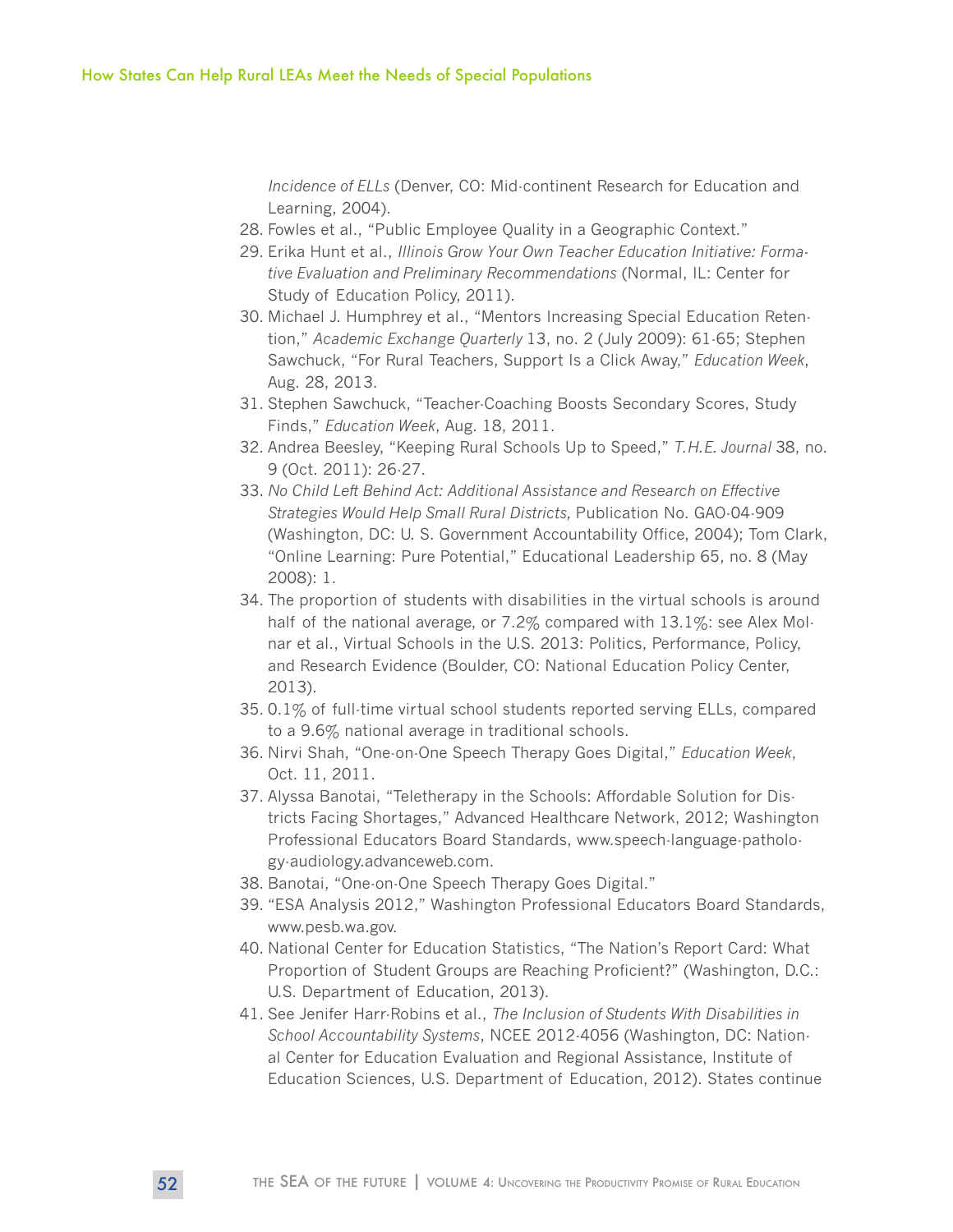*Incidence of ELLs* (Denver, CO: Mid-continent Research for Education and Learning, 2004).

28. Fowles et al., "Public Employee Quality in a Geographic Context."
29. Erika Hunt et al., *Illinois Grow Your Own Teacher Education Initiative: Formative Evaluation and Preliminary Recommendations* (Normal, IL: Center for Study of Education Policy, 2011).
30. Michael J. Humphrey et al., "Mentors Increasing Special Education Retention," *Academic Exchange Quarterly* 13, no. 2 (July 2009): 61-65; Stephen Sawchuck, "For Rural Teachers, Support Is a Click Away," *Education Week*, Aug. 28, 2013.
31. Stephen Sawchuck, "Teacher-Coaching Boosts Secondary Scores, Study Finds," *Education Week*, Aug. 18, 2011.
32. Andrea Beesley, "Keeping Rural Schools Up to Speed," *T.H.E. Journal* 38, no. 9 (Oct. 2011): 26-27.
33. *No Child Left Behind Act: Additional Assistance and Research on Effective Strategies Would Help Small Rural Districts,* Publication No. GAO-04-909 (Washington, DC: U. S. Government Accountability Office, 2004); Tom Clark, "Online Learning: Pure Potential," Educational Leadership 65, no. 8 (May 2008): 1.
34. The proportion of students with disabilities in the virtual schools is around half of the national average, or 7.2% compared with 13.1%: see Alex Molnar et al., Virtual Schools in the U.S. 2013: Politics, Performance, Policy, and Research Evidence (Boulder, CO: National Education Policy Center, 2013).
35. 0.1% of full-time virtual school students reported serving ELLs, compared to a 9.6% national average in traditional schools.
36. Nirvi Shah, "One-on-One Speech Therapy Goes Digital," *Education Week*, Oct. 11, 2011.
37. Alyssa Banotai, "Teletherapy in the Schools: Affordable Solution for Districts Facing Shortages," Advanced Healthcare Network, 2012; Washington Professional Educators Board Standards, www.speech-language-pathology-audiology.advanceweb.com.
38. Banotai, "One-on-One Speech Therapy Goes Digital."
39. "ESA Analysis 2012," Washington Professional Educators Board Standards, www.pesb.wa.gov.
40. National Center for Education Statistics, "The Nation's Report Card: What Proportion of Student Groups are Reaching Proficient?" (Washington, D.C.: U.S. Department of Education, 2013).
41. See Jenifer Harr-Robins et al., *The Inclusion of Students With Disabilities in School Accountability Systems*, NCEE 2012-4056 (Washington, DC: National Center for Education Evaluation and Regional Assistance, Institute of Education Sciences, U.S. Department of Education, 2012). States continue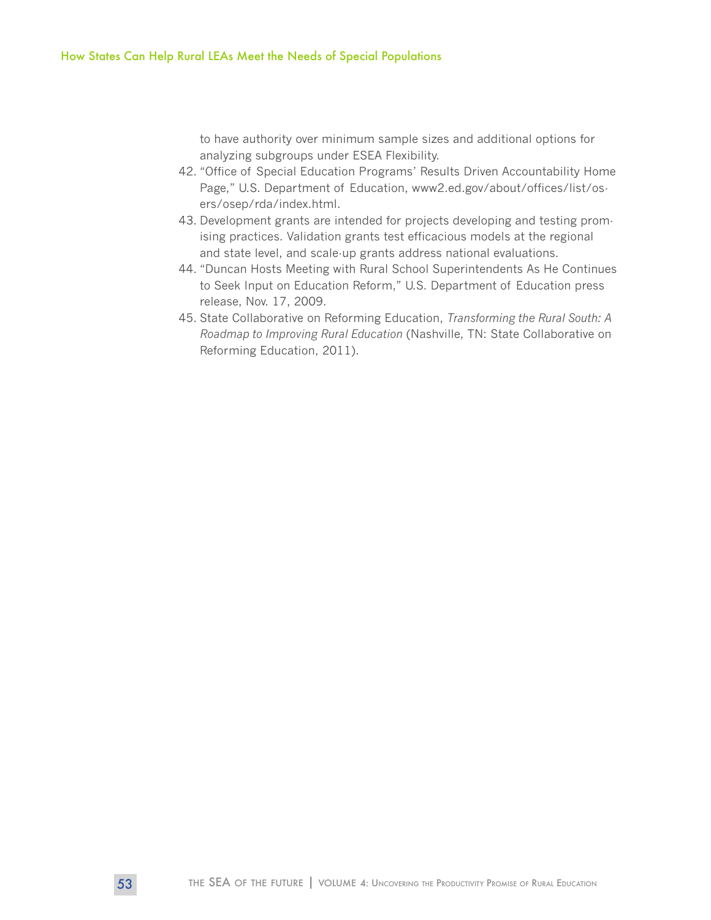to have authority over minimum sample sizes and additional options for analyzing subgroups under ESEA Flexibility.

42. "Office of Special Education Programs' Results Driven Accountability Home Page," U.S. Department of Education, www2.ed.gov/about/offices/list/osers/osep/rda/index.html.
43. Development grants are intended for projects developing and testing promising practices. Validation grants test efficacious models at the regional and state level, and scale-up grants address national evaluations.
44. "Duncan Hosts Meeting with Rural School Superintendents As He Continues to Seek Input on Education Reform," U.S. Department of Education press release, Nov. 17, 2009.
45. State Collaborative on Reforming Education, *Transforming the Rural South: A Roadmap to Improving Rural Education* (Nashville, TN: State Collaborative on Reforming Education, 2011).